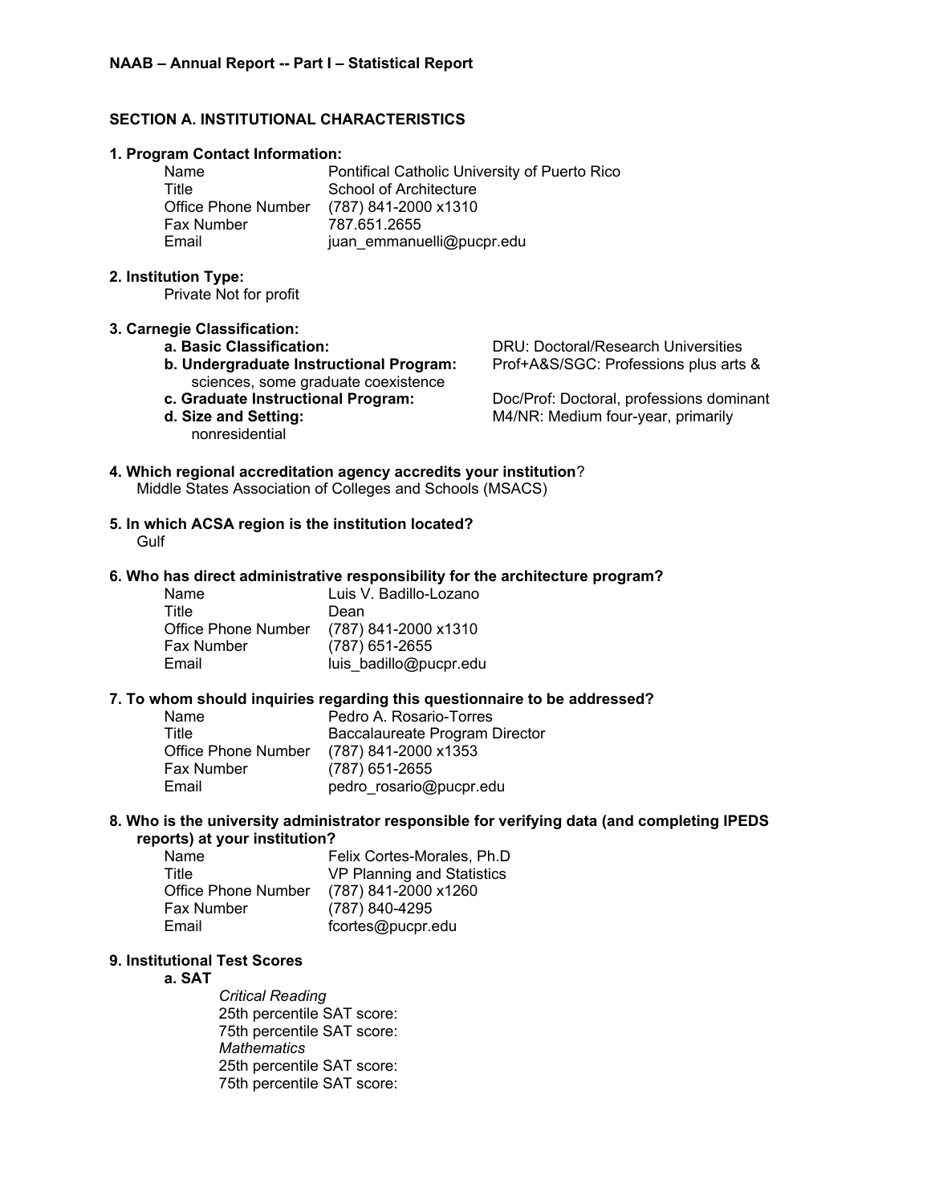**NAAB – Annual Report -- Part I – Statistical Report**

**SECTION A. INSTITUTIONAL CHARACTERISTICS**

**1. Program Contact Information:**

| | |
|---|---|
| Name | Pontifical Catholic University of Puerto Rico |
| Title | School of Architecture |
| Office Phone Number | (787) 841-2000 x1310 |
| Fax Number | 787.651.2655 |
| Email | juan_emmanuelli@pucpr.edu |

**2. Institution Type:**

Private Not for profit

**3. Carnegie Classification:**

- **a. Basic Classification:** DRU: Doctoral/Research Universities
- **b. Undergraduate Instructional Program:** Prof+A&S/SGC: Professions plus arts & sciences, some graduate coexistence
- **c. Graduate Instructional Program:** Doc/Prof: Doctoral, professions dominant
- **d. Size and Setting:** M4/NR: Medium four-year, primarily nonresidential

**4. Which regional accreditation agency accredits your institution**?

Middle States Association of Colleges and Schools (MSACS)

**5. In which ACSA region is the institution located?**

Gulf

**6. Who has direct administrative responsibility for the architecture program?**

| | |
|---|---|
| Name | Luis V. Badillo-Lozano |
| Title | Dean |
| Office Phone Number | (787) 841-2000 x1310 |
| Fax Number | (787) 651-2655 |
| Email | luis_badillo@pucpr.edu |

**7. To whom should inquiries regarding this questionnaire to be addressed?**

| | |
|---|---|
| Name | Pedro A. Rosario-Torres |
| Title | Baccalaureate Program Director |
| Office Phone Number | (787) 841-2000 x1353 |
| Fax Number | (787) 651-2655 |
| Email | pedro_rosario@pucpr.edu |

**8. Who is the university administrator responsible for verifying data (and completing IPEDS reports) at your institution?**

| | |
|---|---|
| Name | Felix Cortes-Morales, Ph.D |
| Title | VP Planning and Statistics |
| Office Phone Number | (787) 841-2000 x1260 |
| Fax Number | (787) 840-4295 |
| Email | fcortes@pucpr.edu |

**9. Institutional Test Scores**

**a. SAT**

*Critical Reading*

25th percentile SAT score:

75th percentile SAT score:

*Mathematics*

25th percentile SAT score:

75th percentile SAT score: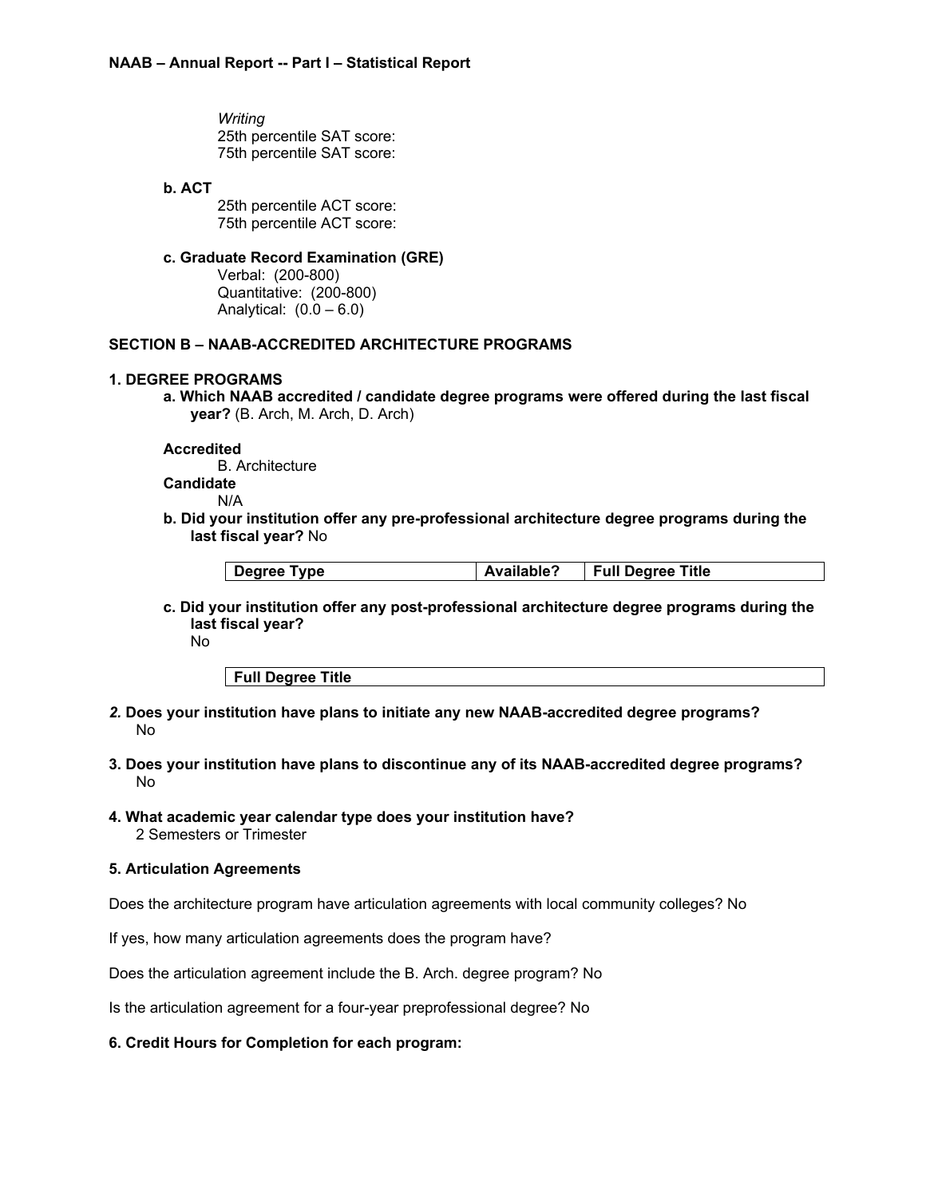*Writing*
25th percentile SAT score:
75th percentile SAT score:

**b. ACT**
25th percentile ACT score:
75th percentile ACT score:

**c. Graduate Record Examination (GRE)**
Verbal: (200-800)
Quantitative: (200-800)
Analytical: (0.0 – 6.0)

## SECTION B – NAAB-ACCREDITED ARCHITECTURE PROGRAMS

### 1. DEGREE PROGRAMS

**a. Which NAAB accredited / candidate degree programs were offered during the last fiscal year?** (B. Arch, M. Arch, D. Arch)

**Accredited**
B. Architecture

**Candidate**
N/A

**b. Did your institution offer any pre-professional architecture degree programs during the last fiscal year?** No

| Degree Type | Available? | Full Degree Title |
|---|---|---|

**c. Did your institution offer any post-professional architecture degree programs during the last fiscal year?**
No

| Full Degree Title |
|---|

***2.* Does your institution have plans to initiate any new NAAB-accredited degree programs?**
No

**3. Does your institution have plans to discontinue any of its NAAB-accredited degree programs?**
No

**4. What academic year calendar type does your institution have?**
2 Semesters or Trimester

**5. Articulation Agreements**

Does the architecture program have articulation agreements with local community colleges? No

If yes, how many articulation agreements does the program have?

Does the articulation agreement include the B. Arch. degree program? No

Is the articulation agreement for a four-year preprofessional degree? No

**6. Credit Hours for Completion for each program:**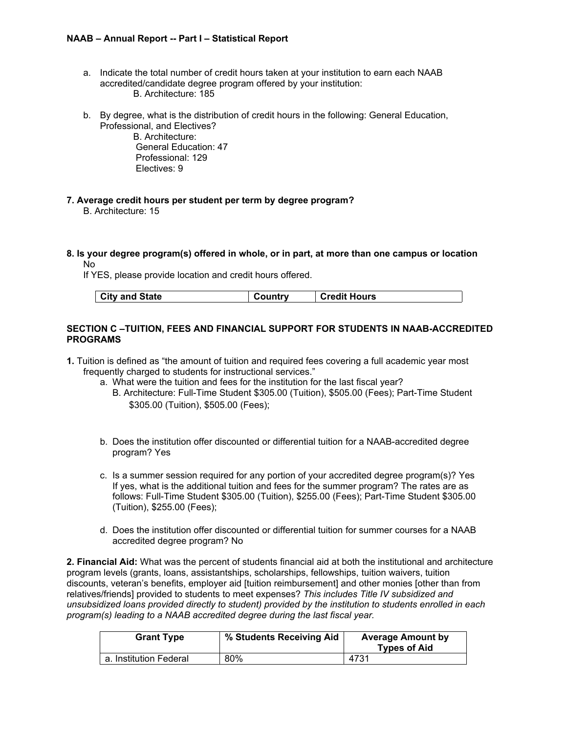a. Indicate the total number of credit hours taken at your institution to earn each NAAB accredited/candidate degree program offered by your institution:
   B. Architecture: 185

b. By degree, what is the distribution of credit hours in the following: General Education, Professional, and Electives?
   B. Architecture:
   General Education: 47
   Professional: 129
   Electives: 9

**7. Average credit hours per student per term by degree program?**
B. Architecture: 15

**8. Is your degree program(s) offered in whole, or in part, at more than one campus or location**
No
If YES, please provide location and credit hours offered.

| City and State | Country | Credit Hours |
|---|---|---|

**SECTION C –TUITION, FEES AND FINANCIAL SUPPORT FOR STUDENTS IN NAAB-ACCREDITED PROGRAMS**

**1.** Tuition is defined as "the amount of tuition and required fees covering a full academic year most frequently charged to students for instructional services."

a. What were the tuition and fees for the institution for the last fiscal year?
   B. Architecture: Full-Time Student $305.00 (Tuition), $505.00 (Fees); Part-Time Student $305.00 (Tuition), $505.00 (Fees);

b. Does the institution offer discounted or differential tuition for a NAAB-accredited degree program? Yes

c. Is a summer session required for any portion of your accredited degree program(s)? Yes
   If yes, what is the additional tuition and fees for the summer program? The rates are as follows: Full-Time Student $305.00 (Tuition), $255.00 (Fees); Part-Time Student $305.00 (Tuition), $255.00 (Fees);

d. Does the institution offer discounted or differential tuition for summer courses for a NAAB accredited degree program? No

**2. Financial Aid:** What was the percent of students financial aid at both the institutional and architecture program levels (grants, loans, assistantships, scholarships, fellowships, tuition waivers, tuition discounts, veteran's benefits, employer aid [tuition reimbursement] and other monies [other than from relatives/friends] provided to students to meet expenses? *This includes Title IV subsidized and unsubsidized loans provided directly to student) provided by the institution to students enrolled in each program(s) leading to a NAAB accredited degree during the last fiscal year.*

| Grant Type | % Students Receiving Aid | Average Amount by Types of Aid |
|---|---|---|
| a. Institution Federal | 80% | 4731 |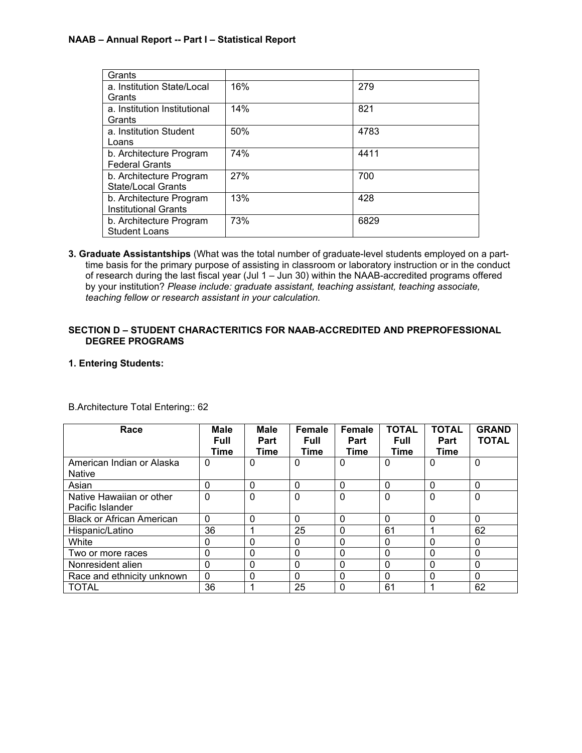| Grants | | |
| --- | --- | --- |
| a. Institution State/Local Grants | 16% | 279 |
| a. Institution Institutional Grants | 14% | 821 |
| a. Institution Student Loans | 50% | 4783 |
| b. Architecture Program Federal Grants | 74% | 4411 |
| b. Architecture Program State/Local Grants | 27% | 700 |
| b. Architecture Program Institutional Grants | 13% | 428 |
| b. Architecture Program Student Loans | 73% | 6829 |

**3. Graduate Assistantships** (What was the total number of graduate-level students employed on a part-time basis for the primary purpose of assisting in classroom or laboratory instruction or in the conduct of research during the last fiscal year (Jul 1 – Jun 30) within the NAAB-accredited programs offered by your institution? *Please include: graduate assistant, teaching assistant, teaching associate, teaching fellow or research assistant in your calculation.*

**SECTION D – STUDENT CHARACTERITICS FOR NAAB-ACCREDITED AND PREPROFESSIONAL DEGREE PROGRAMS**

**1. Entering Students:**

B.Architecture Total Entering:: 62

| Race | Male Full Time | Male Part Time | Female Full Time | Female Part Time | TOTAL Full Time | TOTAL Part Time | GRAND TOTAL |
| --- | --- | --- | --- | --- | --- | --- | --- |
| American Indian or Alaska Native | 0 | 0 | 0 | 0 | 0 | 0 | 0 |
| Asian | 0 | 0 | 0 | 0 | 0 | 0 | 0 |
| Native Hawaiian or other Pacific Islander | 0 | 0 | 0 | 0 | 0 | 0 | 0 |
| Black or African American | 0 | 0 | 0 | 0 | 0 | 0 | 0 |
| Hispanic/Latino | 36 | 1 | 25 | 0 | 61 | 1 | 62 |
| White | 0 | 0 | 0 | 0 | 0 | 0 | 0 |
| Two or more races | 0 | 0 | 0 | 0 | 0 | 0 | 0 |
| Nonresident alien | 0 | 0 | 0 | 0 | 0 | 0 | 0 |
| Race and ethnicity unknown | 0 | 0 | 0 | 0 | 0 | 0 | 0 |
| TOTAL | 36 | 1 | 25 | 0 | 61 | 1 | 62 |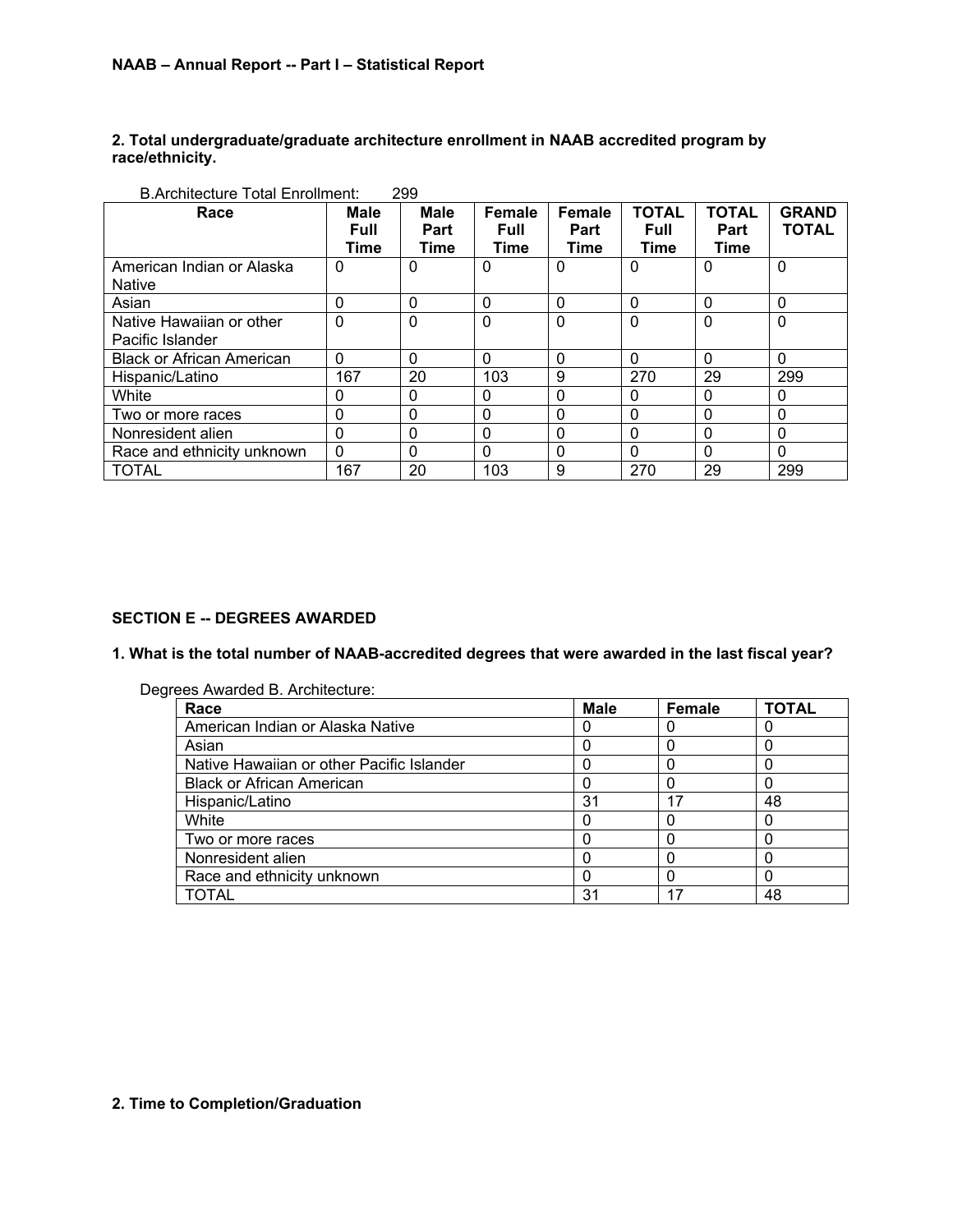**2. Total undergraduate/graduate architecture enrollment in NAAB accredited program by race/ethnicity.**

B.Architecture Total Enrollment: 299

| Race | Male Full Time | Male Part Time | Female Full Time | Female Part Time | TOTAL Full Time | TOTAL Part Time | GRAND TOTAL |
|---|---|---|---|---|---|---|---|
| American Indian or Alaska Native | 0 | 0 | 0 | 0 | 0 | 0 | 0 |
| Asian | 0 | 0 | 0 | 0 | 0 | 0 | 0 |
| Native Hawaiian or other Pacific Islander | 0 | 0 | 0 | 0 | 0 | 0 | 0 |
| Black or African American | 0 | 0 | 0 | 0 | 0 | 0 | 0 |
| Hispanic/Latino | 167 | 20 | 103 | 9 | 270 | 29 | 299 |
| White | 0 | 0 | 0 | 0 | 0 | 0 | 0 |
| Two or more races | 0 | 0 | 0 | 0 | 0 | 0 | 0 |
| Nonresident alien | 0 | 0 | 0 | 0 | 0 | 0 | 0 |
| Race and ethnicity unknown | 0 | 0 | 0 | 0 | 0 | 0 | 0 |
| TOTAL | 167 | 20 | 103 | 9 | 270 | 29 | 299 |

**SECTION E -- DEGREES AWARDED**

**1. What is the total number of NAAB-accredited degrees that were awarded in the last fiscal year?**

Degrees Awarded B. Architecture:

| Race | Male | Female | TOTAL |
|---|---|---|---|
| American Indian or Alaska Native | 0 | 0 | 0 |
| Asian | 0 | 0 | 0 |
| Native Hawaiian or other Pacific Islander | 0 | 0 | 0 |
| Black or African American | 0 | 0 | 0 |
| Hispanic/Latino | 31 | 17 | 48 |
| White | 0 | 0 | 0 |
| Two or more races | 0 | 0 | 0 |
| Nonresident alien | 0 | 0 | 0 |
| Race and ethnicity unknown | 0 | 0 | 0 |
| TOTAL | 31 | 17 | 48 |

**2. Time to Completion/Graduation**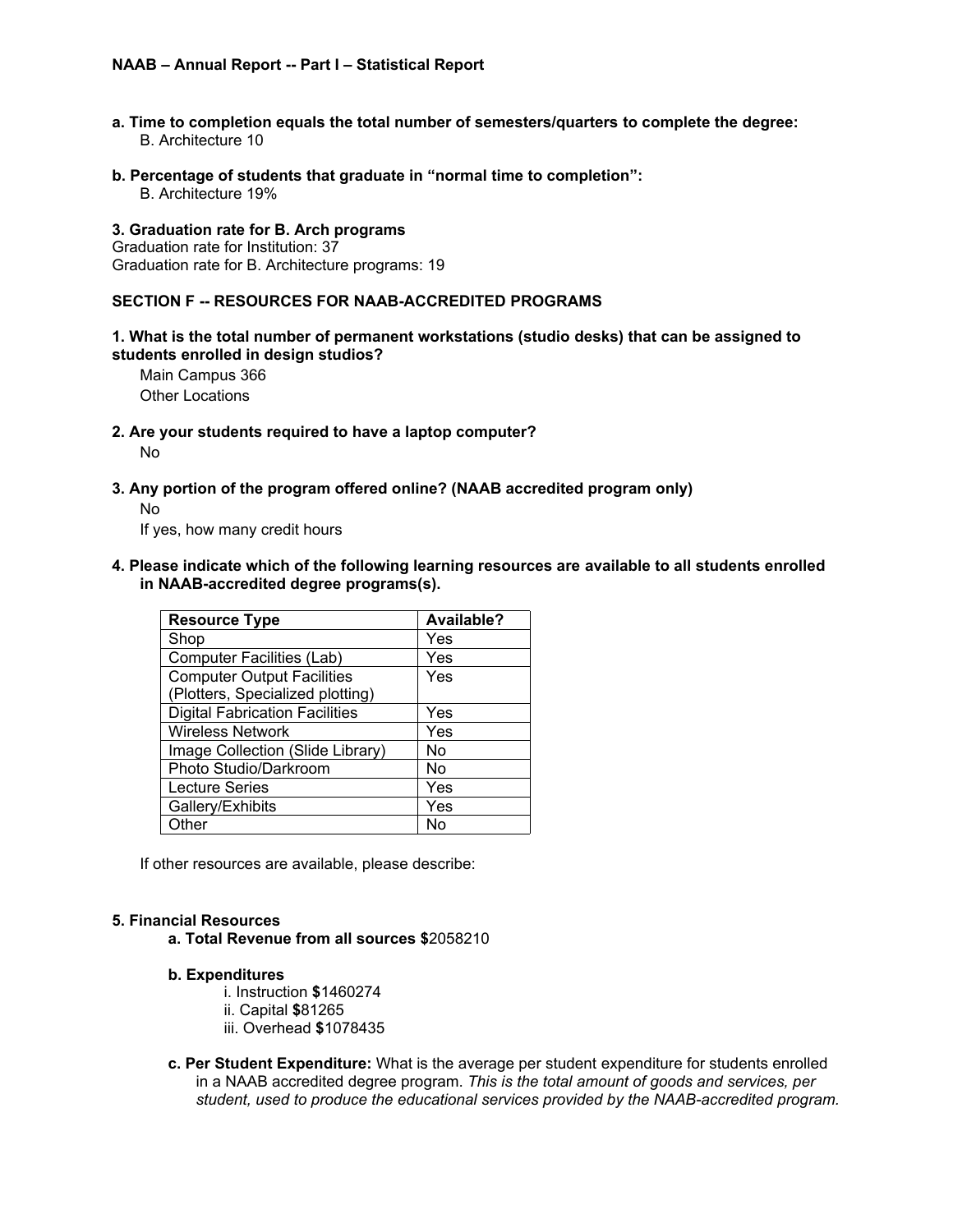**NAAB – Annual Report -- Part I – Statistical Report**

**a. Time to completion equals the total number of semesters/quarters to complete the degree:**
B. Architecture 10

**b. Percentage of students that graduate in "normal time to completion":**
B. Architecture 19%

**3. Graduation rate for B. Arch programs**
Graduation rate for Institution: 37
Graduation rate for B. Architecture programs: 19

## SECTION F -- RESOURCES FOR NAAB-ACCREDITED PROGRAMS

**1. What is the total number of permanent workstations (studio desks) that can be assigned to students enrolled in design studios?**

Main Campus 366
Other Locations

**2. Are your students required to have a laptop computer?**

No

**3. Any portion of the program offered online? (NAAB accredited program only)**

No
If yes, how many credit hours

**4. Please indicate which of the following learning resources are available to all students enrolled in NAAB-accredited degree programs(s).**

| Resource Type | Available? |
|---|---|
| Shop | Yes |
| Computer Facilities (Lab) | Yes |
| Computer Output Facilities (Plotters, Specialized plotting) | Yes |
| Digital Fabrication Facilities | Yes |
| Wireless Network | Yes |
| Image Collection (Slide Library) | No |
| Photo Studio/Darkroom | No |
| Lecture Series | Yes |
| Gallery/Exhibits | Yes |
| Other | No |

If other resources are available, please describe:

**5. Financial Resources**

**a. Total Revenue from all sources $**2058210

**b. Expenditures**

i. Instruction **$**1460274
ii. Capital **$**81265
iii. Overhead **$**1078435

**c. Per Student Expenditure:** What is the average per student expenditure for students enrolled in a NAAB accredited degree program. *This is the total amount of goods and services, per student, used to produce the educational services provided by the NAAB-accredited program.*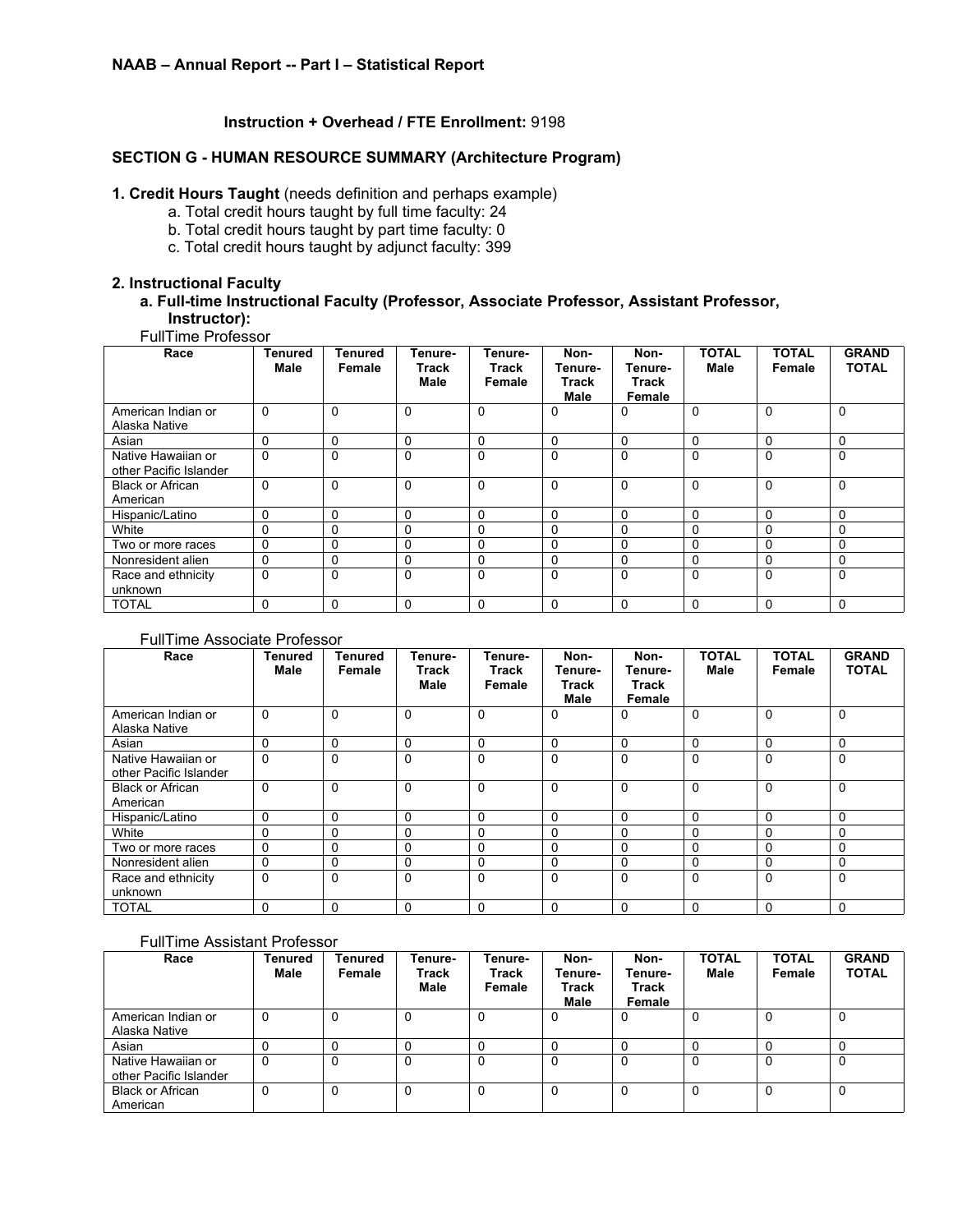## NAAB – Annual Report -- Part I – Statistical Report

**Instruction + Overhead / FTE Enrollment:** 9198

### SECTION G - HUMAN RESOURCE SUMMARY (Architecture Program)

**1. Credit Hours Taught** (needs definition and perhaps example)

- a. Total credit hours taught by full time faculty: 24
- b. Total credit hours taught by part time faculty: 0
- c. Total credit hours taught by adjunct faculty: 399

**2. Instructional Faculty**

**a. Full-time Instructional Faculty (Professor, Associate Professor, Assistant Professor, Instructor):**

FullTime Professor

| Race | Tenured Male | Tenured Female | Tenure-Track Male | Tenure-Track Female | Non-Tenure-Track Male | Non-Tenure-Track Female | TOTAL Male | TOTAL Female | GRAND TOTAL |
|---|---|---|---|---|---|---|---|---|---|
| American Indian or Alaska Native | 0 | 0 | 0 | 0 | 0 | 0 | 0 | 0 | 0 |
| Asian | 0 | 0 | 0 | 0 | 0 | 0 | 0 | 0 | 0 |
| Native Hawaiian or other Pacific Islander | 0 | 0 | 0 | 0 | 0 | 0 | 0 | 0 | 0 |
| Black or African American | 0 | 0 | 0 | 0 | 0 | 0 | 0 | 0 | 0 |
| Hispanic/Latino | 0 | 0 | 0 | 0 | 0 | 0 | 0 | 0 | 0 |
| White | 0 | 0 | 0 | 0 | 0 | 0 | 0 | 0 | 0 |
| Two or more races | 0 | 0 | 0 | 0 | 0 | 0 | 0 | 0 | 0 |
| Nonresident alien | 0 | 0 | 0 | 0 | 0 | 0 | 0 | 0 | 0 |
| Race and ethnicity unknown | 0 | 0 | 0 | 0 | 0 | 0 | 0 | 0 | 0 |
| TOTAL | 0 | 0 | 0 | 0 | 0 | 0 | 0 | 0 | 0 |

FullTime Associate Professor

| Race | Tenured Male | Tenured Female | Tenure-Track Male | Tenure-Track Female | Non-Tenure-Track Male | Non-Tenure-Track Female | TOTAL Male | TOTAL Female | GRAND TOTAL |
|---|---|---|---|---|---|---|---|---|---|
| American Indian or Alaska Native | 0 | 0 | 0 | 0 | 0 | 0 | 0 | 0 | 0 |
| Asian | 0 | 0 | 0 | 0 | 0 | 0 | 0 | 0 | 0 |
| Native Hawaiian or other Pacific Islander | 0 | 0 | 0 | 0 | 0 | 0 | 0 | 0 | 0 |
| Black or African American | 0 | 0 | 0 | 0 | 0 | 0 | 0 | 0 | 0 |
| Hispanic/Latino | 0 | 0 | 0 | 0 | 0 | 0 | 0 | 0 | 0 |
| White | 0 | 0 | 0 | 0 | 0 | 0 | 0 | 0 | 0 |
| Two or more races | 0 | 0 | 0 | 0 | 0 | 0 | 0 | 0 | 0 |
| Nonresident alien | 0 | 0 | 0 | 0 | 0 | 0 | 0 | 0 | 0 |
| Race and ethnicity unknown | 0 | 0 | 0 | 0 | 0 | 0 | 0 | 0 | 0 |
| TOTAL | 0 | 0 | 0 | 0 | 0 | 0 | 0 | 0 | 0 |

FullTime Assistant Professor

| Race | Tenured Male | Tenured Female | Tenure-Track Male | Tenure-Track Female | Non-Tenure-Track Male | Non-Tenure-Track Female | TOTAL Male | TOTAL Female | GRAND TOTAL |
|---|---|---|---|---|---|---|---|---|---|
| American Indian or Alaska Native | 0 | 0 | 0 | 0 | 0 | 0 | 0 | 0 | 0 |
| Asian | 0 | 0 | 0 | 0 | 0 | 0 | 0 | 0 | 0 |
| Native Hawaiian or other Pacific Islander | 0 | 0 | 0 | 0 | 0 | 0 | 0 | 0 | 0 |
| Black or African American | 0 | 0 | 0 | 0 | 0 | 0 | 0 | 0 | 0 |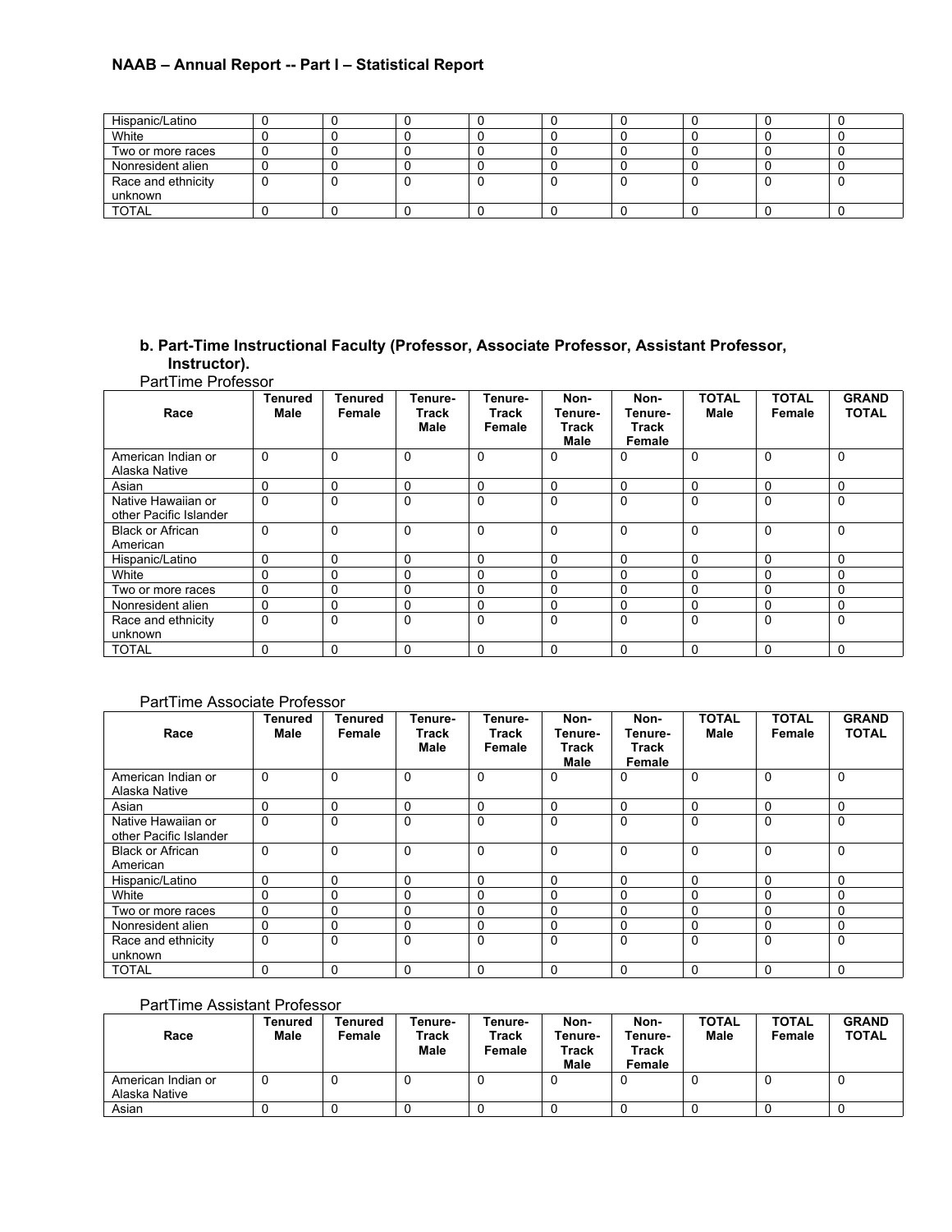| | | | | | | | | |
|---|---|---|---|---|---|---|---|---|
| Hispanic/Latino | 0 | 0 | 0 | 0 | 0 | 0 | 0 | 0 | 0 |
| White | 0 | 0 | 0 | 0 | 0 | 0 | 0 | 0 | 0 |
| Two or more races | 0 | 0 | 0 | 0 | 0 | 0 | 0 | 0 | 0 |
| Nonresident alien | 0 | 0 | 0 | 0 | 0 | 0 | 0 | 0 | 0 |
| Race and ethnicity unknown | 0 | 0 | 0 | 0 | 0 | 0 | 0 | 0 | 0 |
| TOTAL | 0 | 0 | 0 | 0 | 0 | 0 | 0 | 0 | 0 |

### b. Part-Time Instructional Faculty (Professor, Associate Professor, Assistant Professor, Instructor).

PartTime Professor

| Race | Tenured Male | Tenured Female | Tenure-Track Male | Tenure-Track Female | Non-Tenure-Track Male | Non-Tenure-Track Female | TOTAL Male | TOTAL Female | GRAND TOTAL |
|---|---|---|---|---|---|---|---|---|---|
| American Indian or Alaska Native | 0 | 0 | 0 | 0 | 0 | 0 | 0 | 0 | 0 |
| Asian | 0 | 0 | 0 | 0 | 0 | 0 | 0 | 0 | 0 |
| Native Hawaiian or other Pacific Islander | 0 | 0 | 0 | 0 | 0 | 0 | 0 | 0 | 0 |
| Black or African American | 0 | 0 | 0 | 0 | 0 | 0 | 0 | 0 | 0 |
| Hispanic/Latino | 0 | 0 | 0 | 0 | 0 | 0 | 0 | 0 | 0 |
| White | 0 | 0 | 0 | 0 | 0 | 0 | 0 | 0 | 0 |
| Two or more races | 0 | 0 | 0 | 0 | 0 | 0 | 0 | 0 | 0 |
| Nonresident alien | 0 | 0 | 0 | 0 | 0 | 0 | 0 | 0 | 0 |
| Race and ethnicity unknown | 0 | 0 | 0 | 0 | 0 | 0 | 0 | 0 | 0 |
| TOTAL | 0 | 0 | 0 | 0 | 0 | 0 | 0 | 0 | 0 |

PartTime Associate Professor

| Race | Tenured Male | Tenured Female | Tenure-Track Male | Tenure-Track Female | Non-Tenure-Track Male | Non-Tenure-Track Female | TOTAL Male | TOTAL Female | GRAND TOTAL |
|---|---|---|---|---|---|---|---|---|---|
| American Indian or Alaska Native | 0 | 0 | 0 | 0 | 0 | 0 | 0 | 0 | 0 |
| Asian | 0 | 0 | 0 | 0 | 0 | 0 | 0 | 0 | 0 |
| Native Hawaiian or other Pacific Islander | 0 | 0 | 0 | 0 | 0 | 0 | 0 | 0 | 0 |
| Black or African American | 0 | 0 | 0 | 0 | 0 | 0 | 0 | 0 | 0 |
| Hispanic/Latino | 0 | 0 | 0 | 0 | 0 | 0 | 0 | 0 | 0 |
| White | 0 | 0 | 0 | 0 | 0 | 0 | 0 | 0 | 0 |
| Two or more races | 0 | 0 | 0 | 0 | 0 | 0 | 0 | 0 | 0 |
| Nonresident alien | 0 | 0 | 0 | 0 | 0 | 0 | 0 | 0 | 0 |
| Race and ethnicity unknown | 0 | 0 | 0 | 0 | 0 | 0 | 0 | 0 | 0 |
| TOTAL | 0 | 0 | 0 | 0 | 0 | 0 | 0 | 0 | 0 |

PartTime Assistant Professor

| Race | Tenured Male | Tenured Female | Tenure-Track Male | Tenure-Track Female | Non-Tenure-Track Male | Non-Tenure-Track Female | TOTAL Male | TOTAL Female | GRAND TOTAL |
|---|---|---|---|---|---|---|---|---|---|
| American Indian or Alaska Native | 0 | 0 | 0 | 0 | 0 | 0 | 0 | 0 | 0 |
| Asian | 0 | 0 | 0 | 0 | 0 | 0 | 0 | 0 | 0 |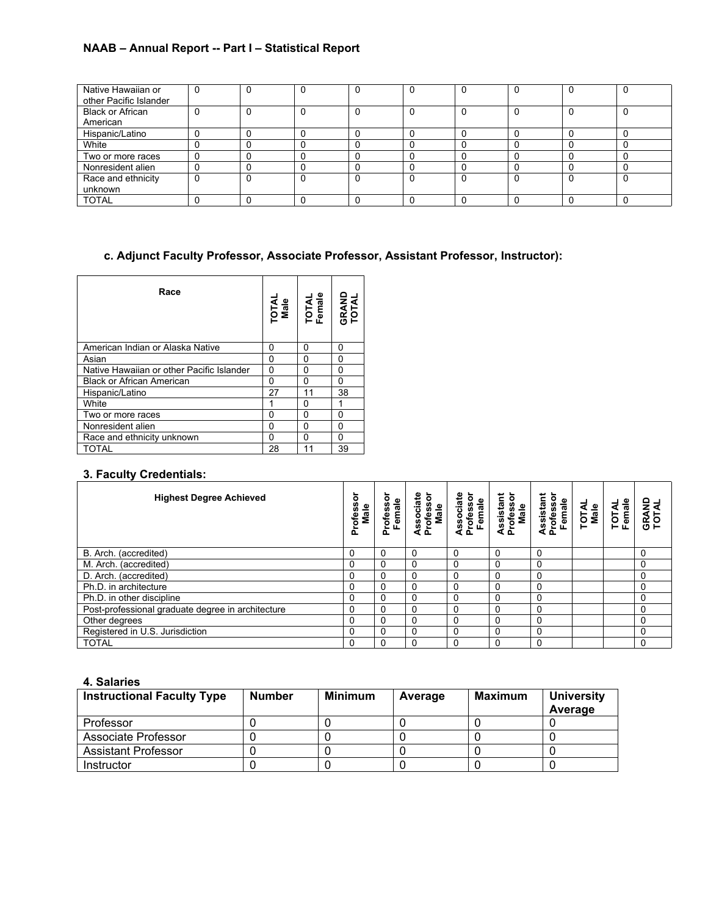## NAAB – Annual Report -- Part I – Statistical Report

| | | | | | | | | | |
|---|---|---|---|---|---|---|---|---|---|
| Native Hawaiian or other Pacific Islander | 0 | 0 | 0 | 0 | 0 | 0 | 0 | 0 | 0 |
| Black or African American | 0 | 0 | 0 | 0 | 0 | 0 | 0 | 0 | 0 |
| Hispanic/Latino | 0 | 0 | 0 | 0 | 0 | 0 | 0 | 0 | 0 |
| White | 0 | 0 | 0 | 0 | 0 | 0 | 0 | 0 | 0 |
| Two or more races | 0 | 0 | 0 | 0 | 0 | 0 | 0 | 0 | 0 |
| Nonresident alien | 0 | 0 | 0 | 0 | 0 | 0 | 0 | 0 | 0 |
| Race and ethnicity unknown | 0 | 0 | 0 | 0 | 0 | 0 | 0 | 0 | 0 |
| TOTAL | 0 | 0 | 0 | 0 | 0 | 0 | 0 | 0 | 0 |

### c. Adjunct Faculty Professor, Associate Professor, Assistant Professor, Instructor):

| Race | TOTAL Male | TOTAL Female | GRAND TOTAL |
|---|---|---|---|
| American Indian or Alaska Native | 0 | 0 | 0 |
| Asian | 0 | 0 | 0 |
| Native Hawaiian or other Pacific Islander | 0 | 0 | 0 |
| Black or African American | 0 | 0 | 0 |
| Hispanic/Latino | 27 | 11 | 38 |
| White | 1 | 0 | 1 |
| Two or more races | 0 | 0 | 0 |
| Nonresident alien | 0 | 0 | 0 |
| Race and ethnicity unknown | 0 | 0 | 0 |
| TOTAL | 28 | 11 | 39 |

### 3. Faculty Credentials:

| Highest Degree Achieved | Professor Male | Professor Female | Associate Professor Male | Associate Professor Female | Assistant Professor Male | Assistant Professor Female | TOTAL Male | TOTAL Female | GRAND TOTAL |
|---|---|---|---|---|---|---|---|---|---|
| B. Arch. (accredited) | 0 | 0 | 0 | 0 | 0 | 0 | | | 0 |
| M. Arch. (accredited) | 0 | 0 | 0 | 0 | 0 | 0 | | | 0 |
| D. Arch. (accredited) | 0 | 0 | 0 | 0 | 0 | 0 | | | 0 |
| Ph.D. in architecture | 0 | 0 | 0 | 0 | 0 | 0 | | | 0 |
| Ph.D. in other discipline | 0 | 0 | 0 | 0 | 0 | 0 | | | 0 |
| Post-professional graduate degree in architecture | 0 | 0 | 0 | 0 | 0 | 0 | | | 0 |
| Other degrees | 0 | 0 | 0 | 0 | 0 | 0 | | | 0 |
| Registered in U.S. Jurisdiction | 0 | 0 | 0 | 0 | 0 | 0 | | | 0 |
| TOTAL | 0 | 0 | 0 | 0 | 0 | 0 | | | 0 |

### 4. Salaries

| Instructional Faculty Type | Number | Minimum | Average | Maximum | University Average |
|---|---|---|---|---|---|
| Professor | 0 | 0 | 0 | 0 | 0 |
| Associate Professor | 0 | 0 | 0 | 0 | 0 |
| Assistant Professor | 0 | 0 | 0 | 0 | 0 |
| Instructor | 0 | 0 | 0 | 0 | 0 |